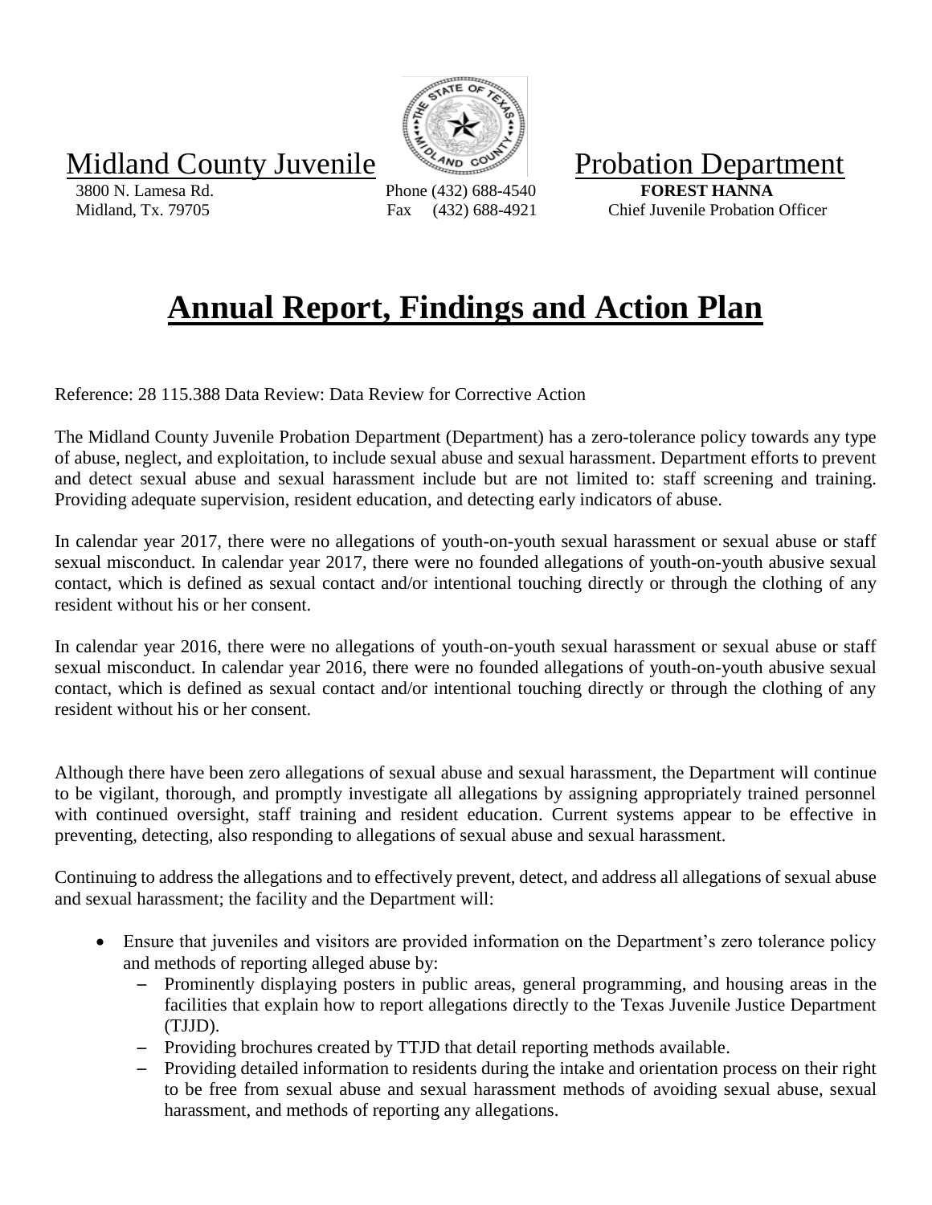Midland County Juvenile Probation Department

3800 N. Lamesa Rd.
Midland, Tx. 79705

Phone (432) 688-4540
Fax (432) 688-4921

**FOREST HANNA**
Chief Juvenile Probation Officer

# Annual Report, Findings and Action Plan

Reference: 28 115.388 Data Review: Data Review for Corrective Action

The Midland County Juvenile Probation Department (Department) has a zero-tolerance policy towards any type of abuse, neglect, and exploitation, to include sexual abuse and sexual harassment. Department efforts to prevent and detect sexual abuse and sexual harassment include but are not limited to: staff screening and training. Providing adequate supervision, resident education, and detecting early indicators of abuse.

In calendar year 2017, there were no allegations of youth-on-youth sexual harassment or sexual abuse or staff sexual misconduct. In calendar year 2017, there were no founded allegations of youth-on-youth abusive sexual contact, which is defined as sexual contact and/or intentional touching directly or through the clothing of any resident without his or her consent.

In calendar year 2016, there were no allegations of youth-on-youth sexual harassment or sexual abuse or staff sexual misconduct. In calendar year 2016, there were no founded allegations of youth-on-youth abusive sexual contact, which is defined as sexual contact and/or intentional touching directly or through the clothing of any resident without his or her consent.

Although there have been zero allegations of sexual abuse and sexual harassment, the Department will continue to be vigilant, thorough, and promptly investigate all allegations by assigning appropriately trained personnel with continued oversight, staff training and resident education. Current systems appear to be effective in preventing, detecting, also responding to allegations of sexual abuse and sexual harassment.

Continuing to address the allegations and to effectively prevent, detect, and address all allegations of sexual abuse and sexual harassment; the facility and the Department will:

- Ensure that juveniles and visitors are provided information on the Department's zero tolerance policy and methods of reporting alleged abuse by:
  - Prominently displaying posters in public areas, general programming, and housing areas in the facilities that explain how to report allegations directly to the Texas Juvenile Justice Department (TJJD).
  - Providing brochures created by TTJD that detail reporting methods available.
  - Providing detailed information to residents during the intake and orientation process on their right to be free from sexual abuse and sexual harassment methods of avoiding sexual abuse, sexual harassment, and methods of reporting any allegations.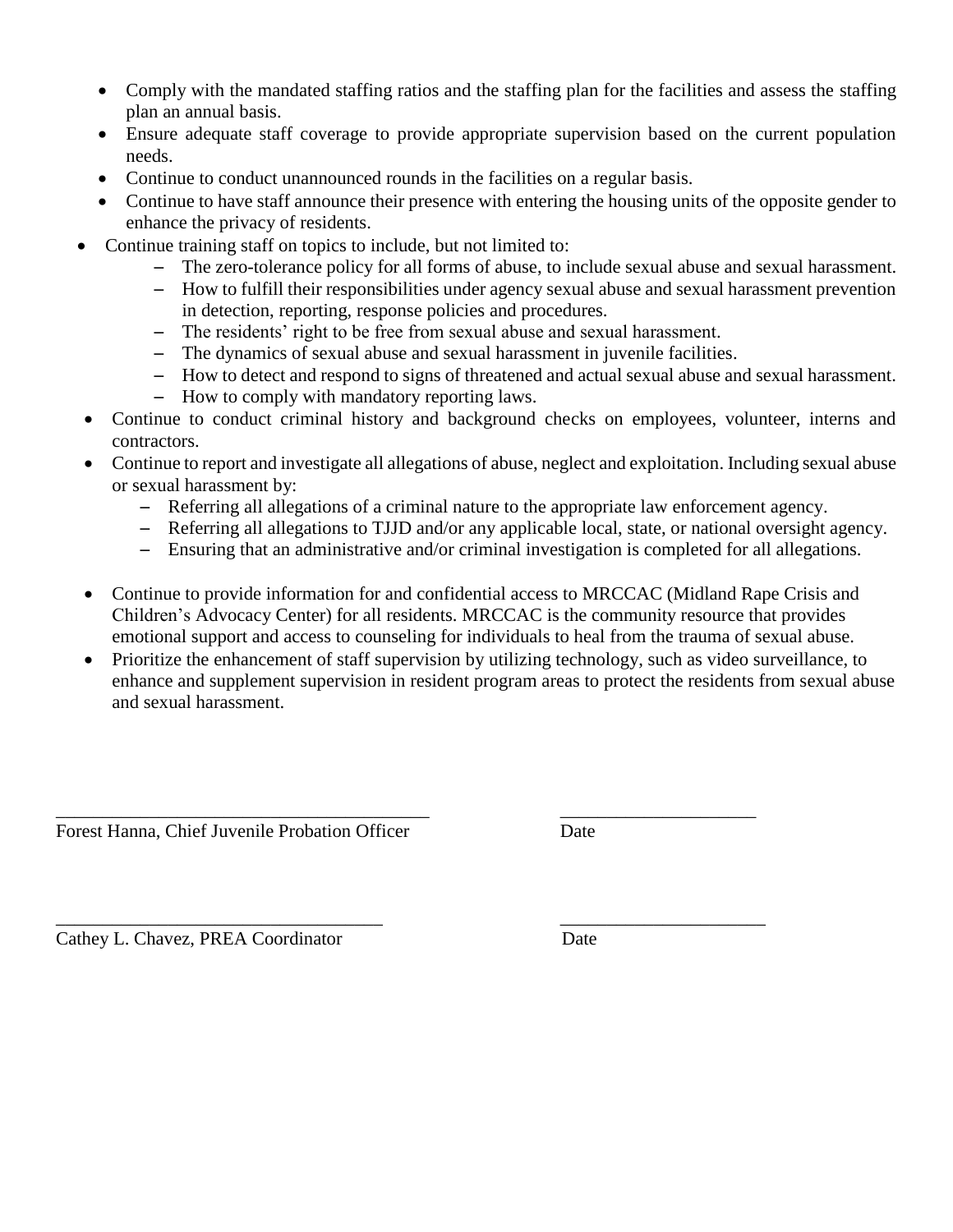- Comply with the mandated staffing ratios and the staffing plan for the facilities and assess the staffing plan an annual basis.
- Ensure adequate staff coverage to provide appropriate supervision based on the current population needs.
- Continue to conduct unannounced rounds in the facilities on a regular basis.
- Continue to have staff announce their presence with entering the housing units of the opposite gender to enhance the privacy of residents.

- Continue training staff on topics to include, but not limited to:
  - The zero-tolerance policy for all forms of abuse, to include sexual abuse and sexual harassment.
  - How to fulfill their responsibilities under agency sexual abuse and sexual harassment prevention in detection, reporting, response policies and procedures.
  - The residents' right to be free from sexual abuse and sexual harassment.
  - The dynamics of sexual abuse and sexual harassment in juvenile facilities.
  - How to detect and respond to signs of threatened and actual sexual abuse and sexual harassment.
  - How to comply with mandatory reporting laws.
- Continue to conduct criminal history and background checks on employees, volunteer, interns and contractors.
- Continue to report and investigate all allegations of abuse, neglect and exploitation. Including sexual abuse or sexual harassment by:
  - Referring all allegations of a criminal nature to the appropriate law enforcement agency.
  - Referring all allegations to TJJD and/or any applicable local, state, or national oversight agency.
  - Ensuring that an administrative and/or criminal investigation is completed for all allegations.

- Continue to provide information for and confidential access to MRCCAC (Midland Rape Crisis and Children's Advocacy Center) for all residents. MRCCAC is the community resource that provides emotional support and access to counseling for individuals to heal from the trauma of sexual abuse.
- Prioritize the enhancement of staff supervision by utilizing technology, such as video surveillance, to enhance and supplement supervision in resident program areas to protect the residents from sexual abuse and sexual harassment.

\_\_\_\_\_\_\_\_\_\_\_\_\_\_\_\_\_\_\_\_\_\_\_\_\_\_\_\_\_\_\_\_\_\_\_\_\_\_\_\_\_ \_\_\_\_\_\_\_\_\_\_\_\_\_\_\_\_\_\_\_\_\_\_

Forest Hanna, Chief Juvenile Probation Officer Date

\_\_\_\_\_\_\_\_\_\_\_\_\_\_\_\_\_\_\_\_\_\_\_\_\_\_\_\_\_\_\_\_\_\_\_\_ \_\_\_\_\_\_\_\_\_\_\_\_\_\_\_\_\_\_\_\_\_\_\_

Cathey L. Chavez, PREA Coordinator Date